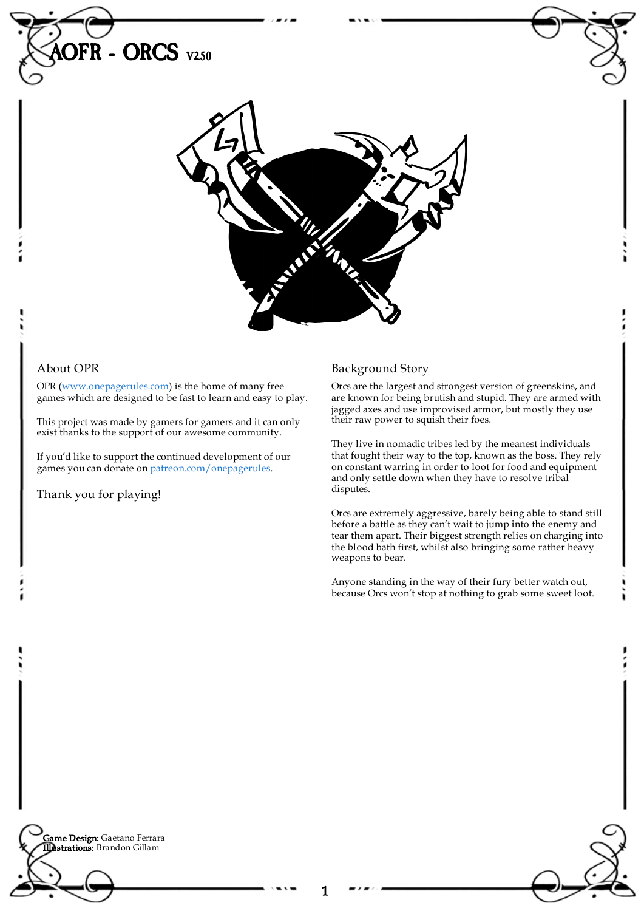# AOFR - ORCS V2.50

## About OPR

OPR (www.onepagerules.com) is the home of many free games which are designed to be fast to learn and easy to play.

This project was made by gamers for gamers and it can only exist thanks to the support of our awesome community.

If you'd like to support the continued development of our games you can donate on patreon.com/onepagerules.

Thank you for playing!

## Background Story

Orcs are the largest and strongest version of greenskins, and are known for being brutish and stupid. They are armed with jagged axes and use improvised armor, but mostly they use their raw power to squish their foes.

They live in nomadic tribes led by the meanest individuals that fought their way to the top, known as the boss. They rely on constant warring in order to loot for food and equipment and only settle down when they have to resolve tribal disputes.

Orcs are extremely aggressive, barely being able to stand still before a battle as they can't wait to jump into the enemy and tear them apart. Their biggest strength relies on charging into the blood bath first, whilst also bringing some rather heavy weapons to bear.

Anyone standing in the way of their fury better watch out, because Orcs won't stop at nothing to grab some sweet loot.

**Game Design:** Gaetano Ferrara
**Illustrations:** Brandon Gillam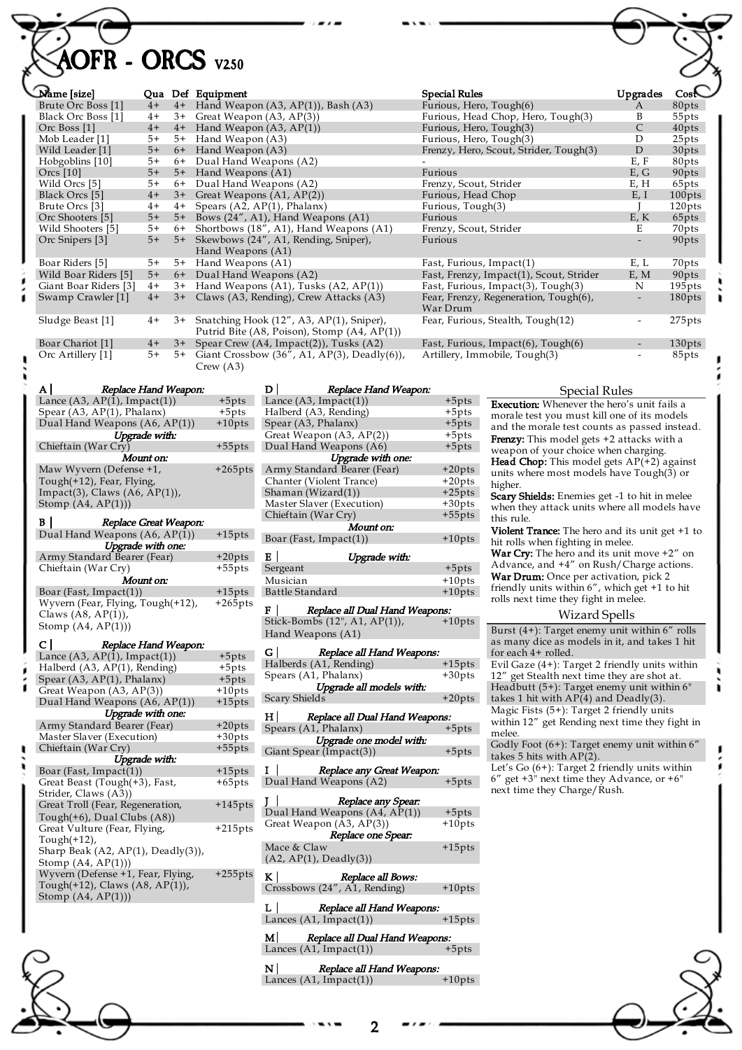# AOFR - ORCS V2.50

| Name [size] | Qua | Def | Equipment | Special Rules | Upgrades | Cost |
|---|---|---|---|---|---|---|
| Brute Orc Boss [1] | 4+ | 4+ | Hand Weapon (A3, AP(1)), Bash (A3) | Furious, Hero, Tough(6) | A | 80pts |
| Black Orc Boss [1] | 4+ | 3+ | Great Weapon (A3, AP(3)) | Furious, Head Chop, Hero, Tough(3) | B | 55pts |
| Orc Boss [1] | 4+ | 4+ | Hand Weapon (A3, AP(1)) | Furious, Hero, Tough(3) | C | 40pts |
| Mob Leader [1] | 5+ | 5+ | Hand Weapon (A3) | Furious, Hero, Tough(3) | D | 25pts |
| Wild Leader [1] | 5+ | 6+ | Hand Weapon (A3) | Frenzy, Hero, Scout, Strider, Tough(3) | D | 30pts |
| Hobgoblins [10] | 5+ | 6+ | Dual Hand Weapons (A2) | - | E, F | 80pts |
| Orcs [10] | 5+ | 5+ | Hand Weapons (A1) | Furious | E, G | 90pts |
| Wild Orcs [5] | 5+ | 6+ | Dual Hand Weapons (A2) | Frenzy, Scout, Strider | E, H | 65pts |
| Black Orcs [5] | 4+ | 3+ | Great Weapons (A1, AP(2)) | Furious, Head Chop | E, I | 100pts |
| Brute Orcs [3] | 4+ | 4+ | Spears (A2, AP(1), Phalanx) | Furious, Tough(3) | J | 120pts |
| Orc Shooters [5] | 5+ | 5+ | Bows (24", A1), Hand Weapons (A1) | Furious | E, K | 65pts |
| Wild Shooters [5] | 5+ | 6+ | Shortbows (18", A1), Hand Weapons (A1) | Frenzy, Scout, Strider | E | 70pts |
| Orc Snipers [3] | 5+ | 5+ | Skewbows (24", A1, Rending, Sniper), Hand Weapons (A1) | Furious | - | 90pts |
| Boar Riders [5] | 5+ | 5+ | Hand Weapons (A1) | Fast, Furious, Impact(1) | E, L | 70pts |
| Wild Boar Riders [5] | 5+ | 6+ | Dual Hand Weapons (A2) | Fast, Frenzy, Impact(1), Scout, Strider | E, M | 90pts |
| Giant Boar Riders [3] | 4+ | 3+ | Hand Weapons (A1), Tusks (A2, AP(1)) | Fast, Furious, Impact(3), Tough(3) | N | 195pts |
| Swamp Crawler [1] | 4+ | 3+ | Claws (A3, Rending), Crew Attacks (A3) | Fear, Frenzy, Regeneration, Tough(6), War Drum | - | 180pts |
| Sludge Beast [1] | 4+ | 3+ | Snatching Hook (12", A3, AP(1), Sniper), Putrid Bite (A8, Poison), Stomp (A4, AP(1)) | Fear, Furious, Stealth, Tough(12) | - | 275pts |
| Boar Chariot [1] | 4+ | 3+ | Spear Crew (A4, Impact(2)), Tusks (A2) | Fast, Furious, Impact(6), Tough(6) | - | 130pts |
| Orc Artillery [1] | 5+ | 5+ | Giant Crossbow (36", A1, AP(3), Deadly(6)), Crew (A3) | Artillery, Immobile, Tough(3) | - | 85pts |

**A** | *Replace Hand Weapon:*

| | |
|---|---|
| Lance (A3, AP(1), Impact(1)) | +5pts |
| Spear (A3, AP(1), Phalanx) | +5pts |
| Dual Hand Weapons (A6, AP(1)) | +10pts |
| *Upgrade with:* | |
| Chieftain (War Cry) | +55pts |
| *Mount on:* | |
| Maw Wyvern (Defense +1, Tough(+12), Fear, Flying, Impact(3), Claws (A6, AP(1)), Stomp (A4, AP(1))) | +265pts |

**B** | *Replace Great Weapon:*

| | |
|---|---|
| Dual Hand Weapons (A6, AP(1)) | +15pts |
| *Upgrade with one:* | |
| Army Standard Bearer (Fear) | +20pts |
| Chieftain (War Cry) | +55pts |
| *Mount on:* | |
| Boar (Fast, Impact(1)) | +15pts |
| Wyvern (Fear, Flying, Tough(+12), Claws (A8, AP(1)), Stomp (A4, AP(1))) | +265pts |

**C** | *Replace Hand Weapon:*

| | |
|---|---|
| Lance (A3, AP(1), Impact(1)) | +5pts |
| Halberd (A3, AP(1), Rending) | +5pts |
| Spear (A3, AP(1), Phalanx) | +5pts |
| Great Weapon (A3, AP(3)) | +10pts |
| Dual Hand Weapons (A6, AP(1)) | +15pts |
| *Upgrade with one:* | |
| Army Standard Bearer (Fear) | +20pts |
| Master Slaver (Execution) | +30pts |
| Chieftain (War Cry) | +55pts |
| *Upgrade with:* | |
| Boar (Fast, Impact(1)) | +15pts |
| Great Beast (Tough(+3), Fast, Strider, Claws (A3)) | +65pts |
| Great Troll (Fear, Regeneration, Tough(+6), Dual Clubs (A8)) | +145pts |
| Great Vulture (Fear, Flying, Tough(+12), Sharp Beak (A2, AP(1), Deadly(3)), Stomp (A4, AP(1))) | +215pts |
| Wyvern (Defense +1, Fear, Flying, Tough(+12), Claws (A8, AP(1)), Stomp (A4, AP(1))) | +255pts |

**D** | *Replace Hand Weapon:*

| | |
|---|---|
| Lance (A3, Impact(1)) | +5pts |
| Halberd (A3, Rending) | +5pts |
| Spear (A3, Phalanx) | +5pts |
| Great Weapon (A3, AP(2)) | +5pts |
| Dual Hand Weapons (A6) | +5pts |
| *Upgrade with one:* | |
| Army Standard Bearer (Fear) | +20pts |
| Chanter (Violent Trance) | +20pts |
| Shaman (Wizard(1)) | +25pts |
| Master Slaver (Execution) | +30pts |
| Chieftain (War Cry) | +55pts |
| *Mount on:* | |
| Boar (Fast, Impact(1)) | +10pts |

**E** | *Upgrade with:*

| | |
|---|---|
| Sergeant | +5pts |
| Musician | +10pts |
| Battle Standard | +10pts |

**F** | *Replace all Dual Hand Weapons:*

| | |
|---|---|
| Stick-Bombs (12", A1, AP(1)), Hand Weapons (A1) | +10pts |

**G** | *Replace all Hand Weapons:*

| | |
|---|---|
| Halberds (A1, Rending) | +15pts |
| Spears (A1, Phalanx) | +30pts |
| *Upgrade all models with:* | |
| Scary Shields | +20pts |

**H** | *Replace all Dual Hand Weapons:*

| | |
|---|---|
| Spears (A1, Phalanx) | +5pts |
| *Upgrade one model with:* | |
| Giant Spear (Impact(3)) | +5pts |

**I** | *Replace any Great Weapon:*

| | |
|---|---|
| Dual Hand Weapons (A2) | +5pts |

**J** | *Replace any Spear:*

| | |
|---|---|
| Dual Hand Weapons (A4, AP(1)) | +5pts |
| Great Weapon (A3, AP(3)) | +10pts |
| *Replace one Spear:* | |
| Mace & Claw (A2, AP(1), Deadly(3)) | +15pts |

**K** | *Replace all Bows:*

| | |
|---|---|
| Crossbows (24", A1, Rending) | +10pts |

**L** | *Replace all Hand Weapons:*

| | |
|---|---|
| Lances (A1, Impact(1)) | +15pts |

**M** | *Replace all Dual Hand Weapons:*

| | |
|---|---|
| Lances (A1, Impact(1)) | +5pts |

**N** | *Replace all Hand Weapons:*

| | |
|---|---|
| Lances (A1, Impact(1)) | +10pts |

## Special Rules

**Execution:** Whenever the hero's unit fails a morale test you must kill one of its models and the morale test counts as passed instead.

**Frenzy:** This model gets +2 attacks with a weapon of your choice when charging.

**Head Chop:** This model gets AP(+2) against units where most models have Tough(3) or higher.

**Scary Shields:** Enemies get -1 to hit in melee when they attack units where all models have this rule.

**Violent Trance:** The hero and its unit get +1 to hit rolls when fighting in melee.

**War Cry:** The hero and its unit move +2" on Advance, and +4" on Rush/Charge actions.

**War Drum:** Once per activation, pick 2 friendly units within 6", which get +1 to hit rolls next time they fight in melee.

## Wizard Spells

Burst (4+): Target enemy unit within 6" rolls as many dice as models in it, and takes 1 hit for each 4+ rolled.

Evil Gaze (4+): Target 2 friendly units within 12" get Stealth next time they are shot at.

Headbutt (5+): Target enemy unit within 6" takes 1 hit with AP(4) and Deadly(3).

Magic Fists (5+): Target 2 friendly units within 12" get Rending next time they fight in melee.

Godly Foot (6+): Target enemy unit within 6" takes 5 hits with AP(2).

Let's Go (6+): Target 2 friendly units within 6" get +3" next time they Advance, or +6" next time they Charge/Rush.